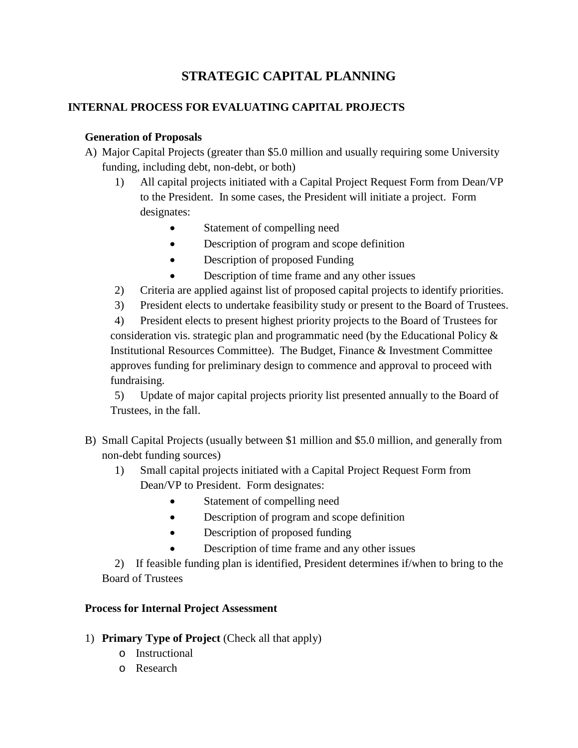# STRATEGIC CAPITAL PLANNING

## INTERNAL PROCESS FOR EVALUATING CAPITAL PROJECTS

### Generation of Proposals

A) Major Capital Projects (greater than $5.0 million and usually requiring some University funding, including debt, non-debt, or both)

1) All capital projects initiated with a Capital Project Request Form from Dean/VP to the President. In some cases, the President will initiate a project. Form designates:
   - Statement of compelling need
   - Description of program and scope definition
   - Description of proposed Funding
   - Description of time frame and any other issues
2) Criteria are applied against list of proposed capital projects to identify priorities.
3) President elects to undertake feasibility study or present to the Board of Trustees.
4) President elects to present highest priority projects to the Board of Trustees for consideration vis. strategic plan and programmatic need (by the Educational Policy & Institutional Resources Committee). The Budget, Finance & Investment Committee approves funding for preliminary design to commence and approval to proceed with fundraising.
5) Update of major capital projects priority list presented annually to the Board of Trustees, in the fall.

B) Small Capital Projects (usually between $1 million and $5.0 million, and generally from non-debt funding sources)

1) Small capital projects initiated with a Capital Project Request Form from Dean/VP to President. Form designates:
   - Statement of compelling need
   - Description of program and scope definition
   - Description of proposed funding
   - Description of time frame and any other issues
2) If feasible funding plan is identified, President determines if/when to bring to the Board of Trustees

### Process for Internal Project Assessment

1) **Primary Type of Project** (Check all that apply)
   - Instructional
   - Research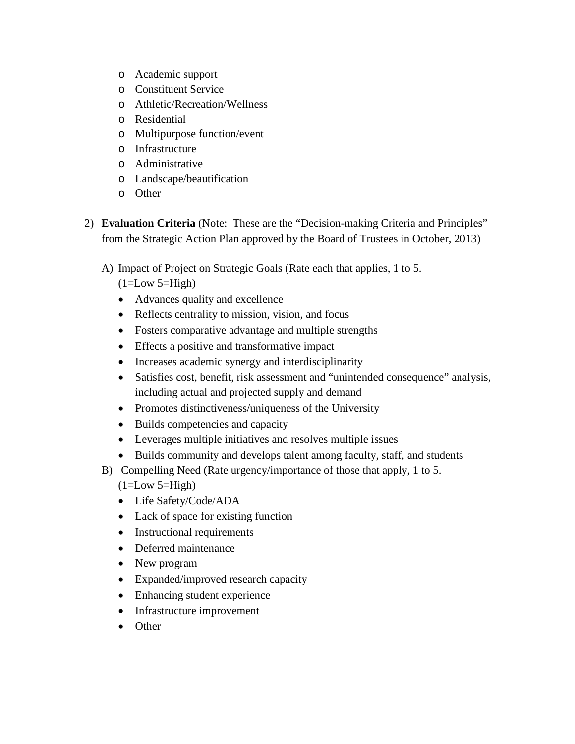- Academic support
  - Constituent Service
  - Athletic/Recreation/Wellness
  - Residential
  - Multipurpose function/event
  - Infrastructure
  - Administrative
  - Landscape/beautification
  - Other

2) **Evaluation Criteria** (Note: These are the "Decision-making Criteria and Principles" from the Strategic Action Plan approved by the Board of Trustees in October, 2013)

   A) Impact of Project on Strategic Goals (Rate each that applies, 1 to 5. (1=Low 5=High)
      - Advances quality and excellence
      - Reflects centrality to mission, vision, and focus
      - Fosters comparative advantage and multiple strengths
      - Effects a positive and transformative impact
      - Increases academic synergy and interdisciplinarity
      - Satisfies cost, benefit, risk assessment and "unintended consequence" analysis, including actual and projected supply and demand
      - Promotes distinctiveness/uniqueness of the University
      - Builds competencies and capacity
      - Leverages multiple initiatives and resolves multiple issues
      - Builds community and develops talent among faculty, staff, and students

   B) Compelling Need (Rate urgency/importance of those that apply, 1 to 5. (1=Low 5=High)
      - Life Safety/Code/ADA
      - Lack of space for existing function
      - Instructional requirements
      - Deferred maintenance
      - New program
      - Expanded/improved research capacity
      - Enhancing student experience
      - Infrastructure improvement
      - Other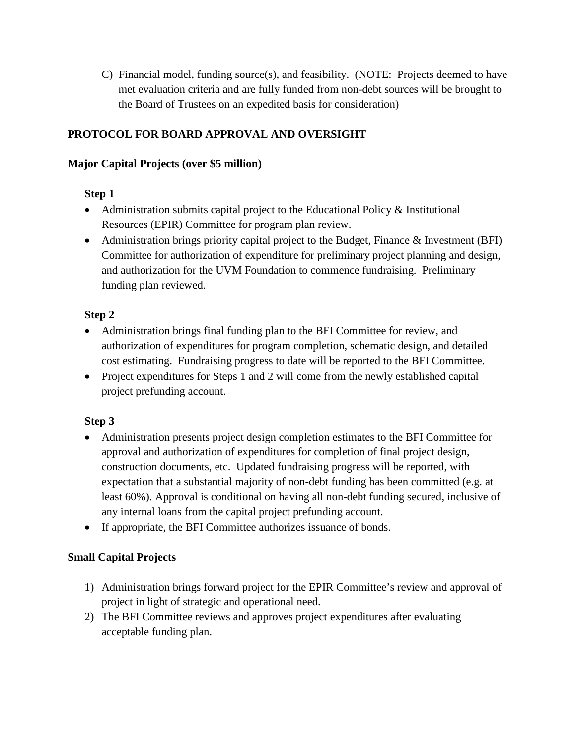C) Financial model, funding source(s), and feasibility. (NOTE: Projects deemed to have met evaluation criteria and are fully funded from non-debt sources will be brought to the Board of Trustees on an expedited basis for consideration)

## PROTOCOL FOR BOARD APPROVAL AND OVERSIGHT

### Major Capital Projects (over $5 million)

**Step 1**

- Administration submits capital project to the Educational Policy & Institutional Resources (EPIR) Committee for program plan review.
- Administration brings priority capital project to the Budget, Finance & Investment (BFI) Committee for authorization of expenditure for preliminary project planning and design, and authorization for the UVM Foundation to commence fundraising. Preliminary funding plan reviewed.

**Step 2**

- Administration brings final funding plan to the BFI Committee for review, and authorization of expenditures for program completion, schematic design, and detailed cost estimating. Fundraising progress to date will be reported to the BFI Committee.
- Project expenditures for Steps 1 and 2 will come from the newly established capital project prefunding account.

**Step 3**

- Administration presents project design completion estimates to the BFI Committee for approval and authorization of expenditures for completion of final project design, construction documents, etc. Updated fundraising progress will be reported, with expectation that a substantial majority of non-debt funding has been committed (e.g. at least 60%). Approval is conditional on having all non-debt funding secured, inclusive of any internal loans from the capital project prefunding account.
- If appropriate, the BFI Committee authorizes issuance of bonds.

### Small Capital Projects

1) Administration brings forward project for the EPIR Committee's review and approval of project in light of strategic and operational need.
2) The BFI Committee reviews and approves project expenditures after evaluating acceptable funding plan.